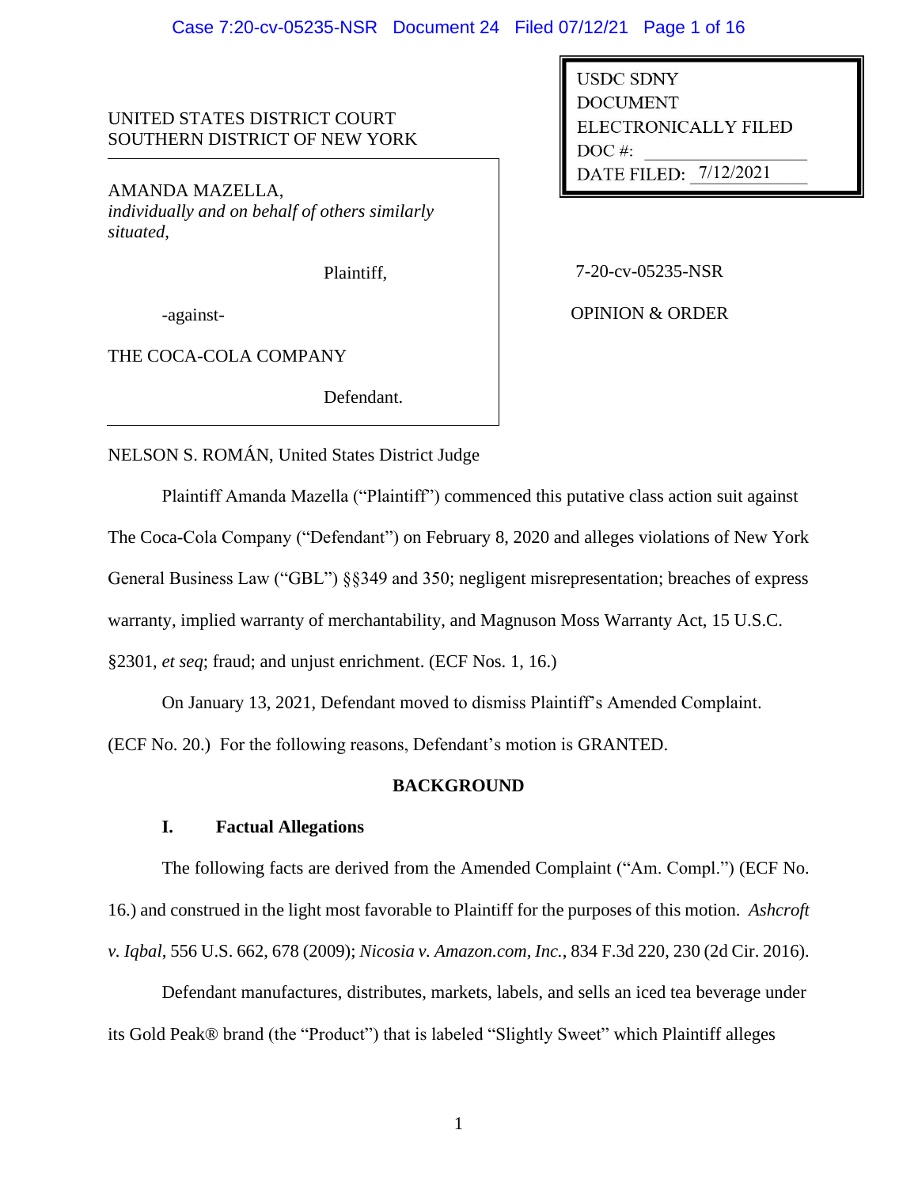UNITED STATES DISTRICT COURT
SOUTHERN DISTRICT OF NEW YORK

USDC SDNY
DOCUMENT
ELECTRONICALLY FILED
DOC #:
DATE FILED: 7/12/2021

AMANDA MAZELLA,
*individually and on behalf of others similarly situated,*

Plaintiff,

-against-

THE COCA-COLA COMPANY

Defendant.

7-20-cv-05235-NSR

OPINION & ORDER

NELSON S. ROMÁN, United States District Judge

Plaintiff Amanda Mazella ("Plaintiff") commenced this putative class action suit against The Coca-Cola Company ("Defendant") on February 8, 2020 and alleges violations of New York General Business Law ("GBL") §§349 and 350; negligent misrepresentation; breaches of express warranty, implied warranty of merchantability, and Magnuson Moss Warranty Act, 15 U.S.C. §2301, *et seq*; fraud; and unjust enrichment. (ECF Nos. 1, 16.)

On January 13, 2021, Defendant moved to dismiss Plaintiff's Amended Complaint. (ECF No. 20.) For the following reasons, Defendant's motion is GRANTED.

## BACKGROUND

### I. Factual Allegations

The following facts are derived from the Amended Complaint ("Am. Compl.") (ECF No. 16.) and construed in the light most favorable to Plaintiff for the purposes of this motion. *Ashcroft v. Iqbal*, 556 U.S. 662, 678 (2009); *Nicosia v. Amazon.com, Inc.*, 834 F.3d 220, 230 (2d Cir. 2016).

Defendant manufactures, distributes, markets, labels, and sells an iced tea beverage under its Gold Peak® brand (the "Product") that is labeled "Slightly Sweet" which Plaintiff alleges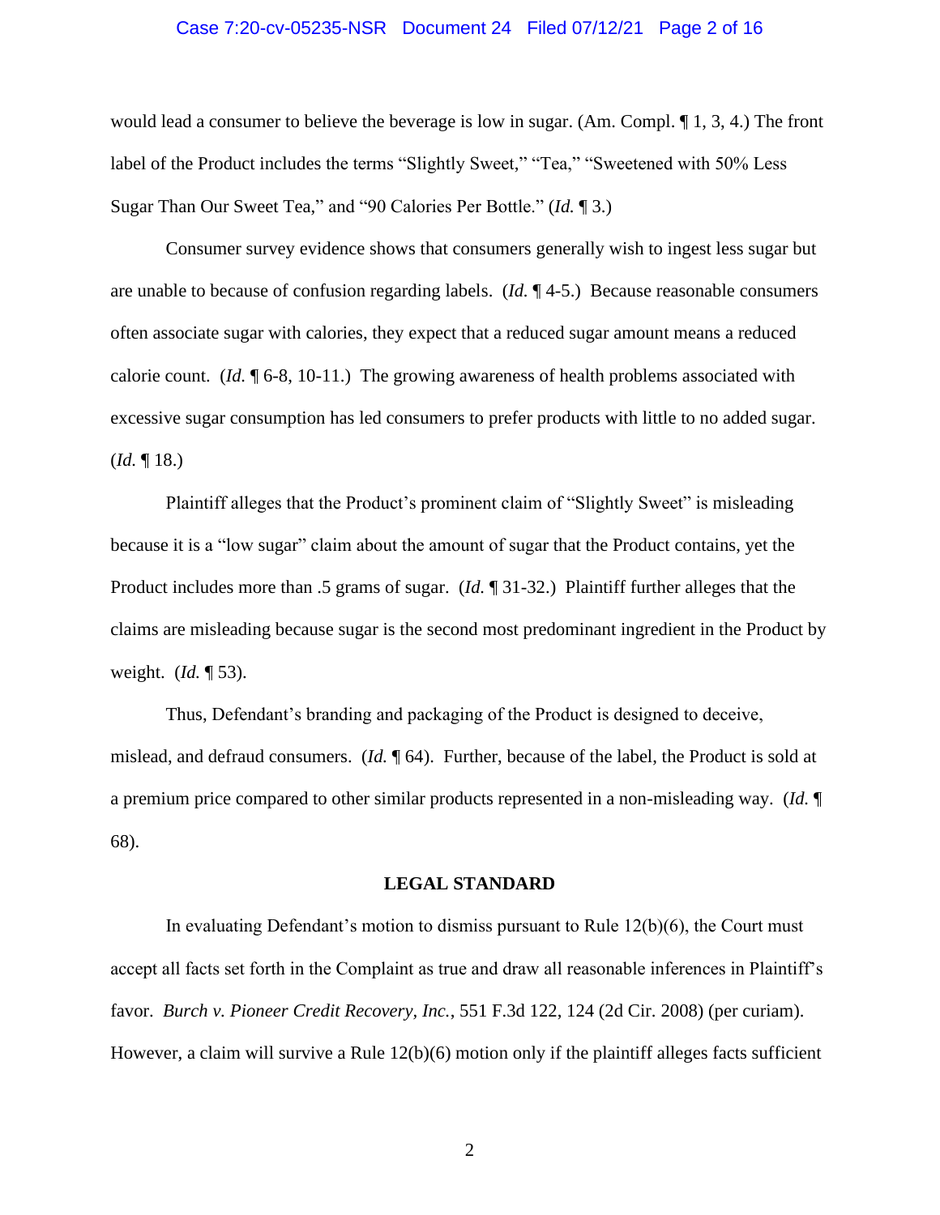would lead a consumer to believe the beverage is low in sugar. (Am. Compl. ¶ 1, 3, 4.) The front label of the Product includes the terms "Slightly Sweet," "Tea," "Sweetened with 50% Less Sugar Than Our Sweet Tea," and "90 Calories Per Bottle." (*Id.* ¶ 3.)

Consumer survey evidence shows that consumers generally wish to ingest less sugar but are unable to because of confusion regarding labels. (*Id.* ¶ 4-5.) Because reasonable consumers often associate sugar with calories, they expect that a reduced sugar amount means a reduced calorie count. (*Id.* ¶ 6-8, 10-11.) The growing awareness of health problems associated with excessive sugar consumption has led consumers to prefer products with little to no added sugar. (*Id.* ¶ 18.)

Plaintiff alleges that the Product's prominent claim of "Slightly Sweet" is misleading because it is a "low sugar" claim about the amount of sugar that the Product contains, yet the Product includes more than .5 grams of sugar. (*Id.* ¶ 31-32.) Plaintiff further alleges that the claims are misleading because sugar is the second most predominant ingredient in the Product by weight. (*Id.* ¶ 53).

Thus, Defendant's branding and packaging of the Product is designed to deceive, mislead, and defraud consumers. (*Id.* ¶ 64). Further, because of the label, the Product is sold at a premium price compared to other similar products represented in a non-misleading way. (*Id.* ¶ 68).

## LEGAL STANDARD

In evaluating Defendant's motion to dismiss pursuant to Rule 12(b)(6), the Court must accept all facts set forth in the Complaint as true and draw all reasonable inferences in Plaintiff's favor. *Burch v. Pioneer Credit Recovery, Inc.*, 551 F.3d 122, 124 (2d Cir. 2008) (per curiam). However, a claim will survive a Rule 12(b)(6) motion only if the plaintiff alleges facts sufficient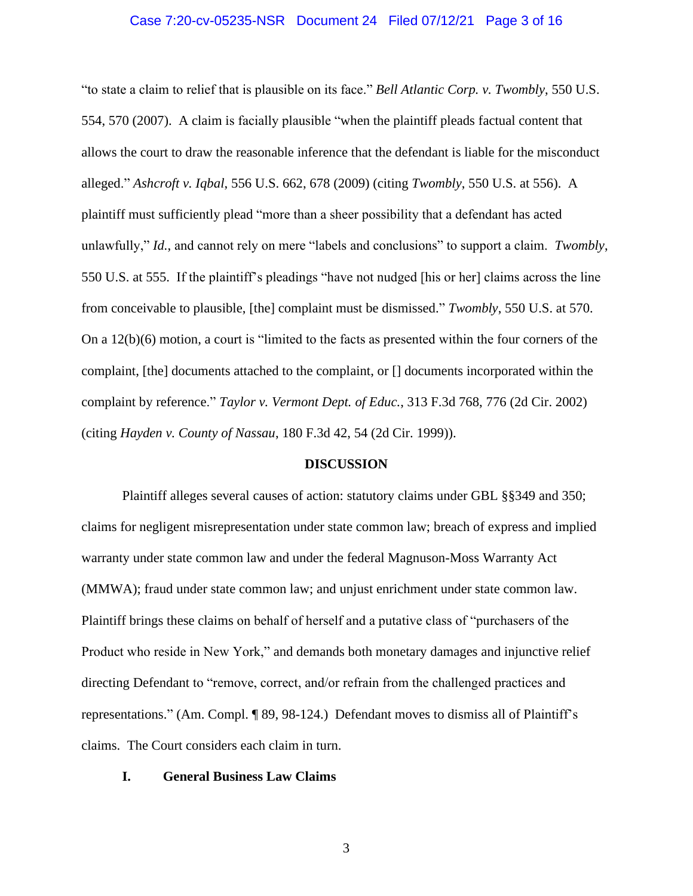"to state a claim to relief that is plausible on its face." *Bell Atlantic Corp. v. Twombly*, 550 U.S. 554, 570 (2007). A claim is facially plausible "when the plaintiff pleads factual content that allows the court to draw the reasonable inference that the defendant is liable for the misconduct alleged." *Ashcroft v. Iqbal*, 556 U.S. 662, 678 (2009) (citing *Twombly*, 550 U.S. at 556). A plaintiff must sufficiently plead "more than a sheer possibility that a defendant has acted unlawfully," *Id.*, and cannot rely on mere "labels and conclusions" to support a claim. *Twombly*, 550 U.S. at 555. If the plaintiff's pleadings "have not nudged [his or her] claims across the line from conceivable to plausible, [the] complaint must be dismissed." *Twombly*, 550 U.S. at 570. On a 12(b)(6) motion, a court is "limited to the facts as presented within the four corners of the complaint, [the] documents attached to the complaint, or [] documents incorporated within the complaint by reference." *Taylor v. Vermont Dept. of Educ.*, 313 F.3d 768, 776 (2d Cir. 2002) (citing *Hayden v. County of Nassau*, 180 F.3d 42, 54 (2d Cir. 1999)).

## DISCUSSION

Plaintiff alleges several causes of action: statutory claims under GBL §§349 and 350; claims for negligent misrepresentation under state common law; breach of express and implied warranty under state common law and under the federal Magnuson-Moss Warranty Act (MMWA); fraud under state common law; and unjust enrichment under state common law. Plaintiff brings these claims on behalf of herself and a putative class of "purchasers of the Product who reside in New York," and demands both monetary damages and injunctive relief directing Defendant to "remove, correct, and/or refrain from the challenged practices and representations." (Am. Compl. ¶ 89, 98-124.) Defendant moves to dismiss all of Plaintiff's claims. The Court considers each claim in turn.

### I. General Business Law Claims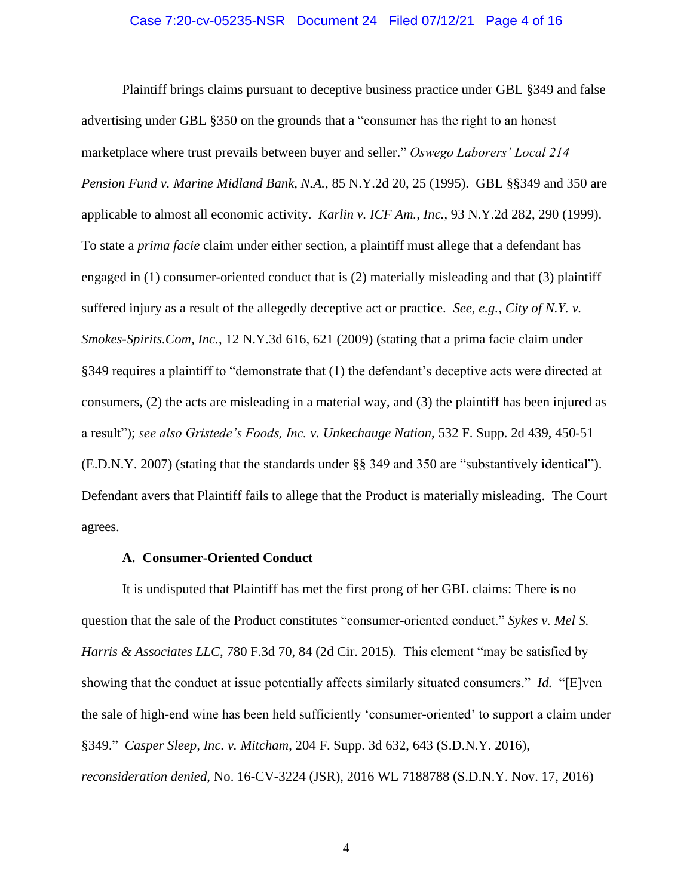Plaintiff brings claims pursuant to deceptive business practice under GBL §349 and false advertising under GBL §350 on the grounds that a "consumer has the right to an honest marketplace where trust prevails between buyer and seller." *Oswego Laborers' Local 214 Pension Fund v. Marine Midland Bank, N.A.*, 85 N.Y.2d 20, 25 (1995). GBL §§349 and 350 are applicable to almost all economic activity. *Karlin v. ICF Am., Inc.*, 93 N.Y.2d 282, 290 (1999). To state a *prima facie* claim under either section, a plaintiff must allege that a defendant has engaged in (1) consumer-oriented conduct that is (2) materially misleading and that (3) plaintiff suffered injury as a result of the allegedly deceptive act or practice. *See, e.g.*, *City of N.Y. v. Smokes-Spirits.Com, Inc.*, 12 N.Y.3d 616, 621 (2009) (stating that a prima facie claim under §349 requires a plaintiff to "demonstrate that (1) the defendant's deceptive acts were directed at consumers, (2) the acts are misleading in a material way, and (3) the plaintiff has been injured as a result"); *see also Gristede's Foods, Inc. v. Unkechauge Nation*, 532 F. Supp. 2d 439, 450-51 (E.D.N.Y. 2007) (stating that the standards under §§ 349 and 350 are "substantively identical"). Defendant avers that Plaintiff fails to allege that the Product is materially misleading. The Court agrees.

**A. Consumer-Oriented Conduct**

It is undisputed that Plaintiff has met the first prong of her GBL claims: There is no question that the sale of the Product constitutes "consumer-oriented conduct." *Sykes v. Mel S. Harris & Associates LLC*, 780 F.3d 70, 84 (2d Cir. 2015). This element "may be satisfied by showing that the conduct at issue potentially affects similarly situated consumers." *Id.* "[E]ven the sale of high-end wine has been held sufficiently 'consumer-oriented' to support a claim under §349." *Casper Sleep, Inc. v. Mitcham*, 204 F. Supp. 3d 632, 643 (S.D.N.Y. 2016), *reconsideration denied*, No. 16-CV-3224 (JSR), 2016 WL 7188788 (S.D.N.Y. Nov. 17, 2016)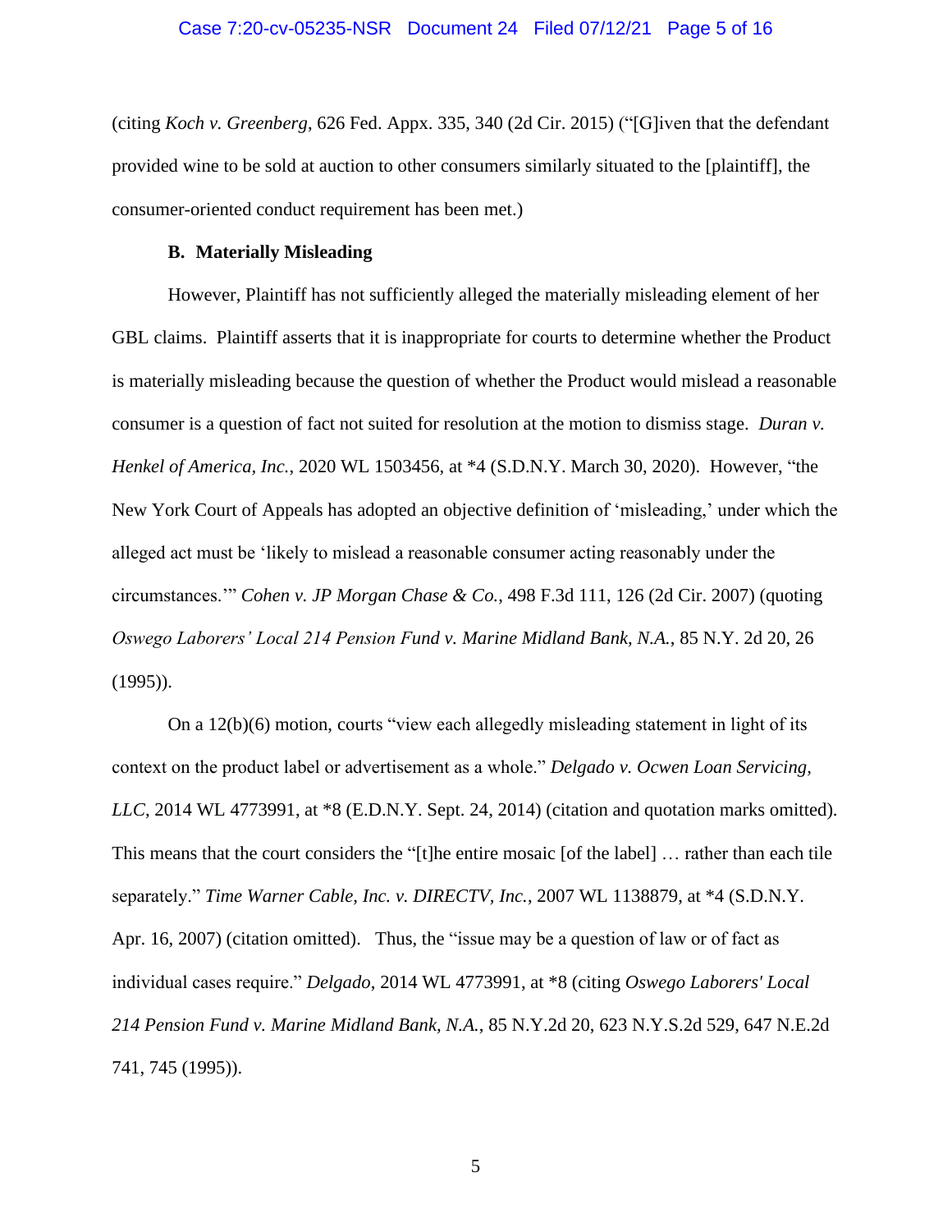(citing *Koch v. Greenberg*, 626 Fed. Appx. 335, 340 (2d Cir. 2015) ("[G]iven that the defendant provided wine to be sold at auction to other consumers similarly situated to the [plaintiff], the consumer-oriented conduct requirement has been met.)

**B. Materially Misleading**

However, Plaintiff has not sufficiently alleged the materially misleading element of her GBL claims. Plaintiff asserts that it is inappropriate for courts to determine whether the Product is materially misleading because the question of whether the Product would mislead a reasonable consumer is a question of fact not suited for resolution at the motion to dismiss stage. *Duran v. Henkel of America, Inc.*, 2020 WL 1503456, at *4 (S.D.N.Y. March 30, 2020). However, "the New York Court of Appeals has adopted an objective definition of 'misleading,' under which the alleged act must be 'likely to mislead a reasonable consumer acting reasonably under the circumstances.'" *Cohen v. JP Morgan Chase & Co.*, 498 F.3d 111, 126 (2d Cir. 2007) (quoting *Oswego Laborers' Local 214 Pension Fund v. Marine Midland Bank, N.A.*, 85 N.Y. 2d 20, 26 (1995)).

On a 12(b)(6) motion, courts "view each allegedly misleading statement in light of its context on the product label or advertisement as a whole." *Delgado v. Ocwen Loan Servicing, LLC*, 2014 WL 4773991, at *8 (E.D.N.Y. Sept. 24, 2014) (citation and quotation marks omitted). This means that the court considers the "[t]he entire mosaic [of the label] … rather than each tile separately." *Time Warner Cable, Inc. v. DIRECTV, Inc.*, 2007 WL 1138879, at *4 (S.D.N.Y. Apr. 16, 2007) (citation omitted). Thus, the "issue may be a question of law or of fact as individual cases require." *Delgado*, 2014 WL 4773991, at *8 (citing *Oswego Laborers' Local 214 Pension Fund v. Marine Midland Bank, N.A.*, 85 N.Y.2d 20, 623 N.Y.S.2d 529, 647 N.E.2d 741, 745 (1995)).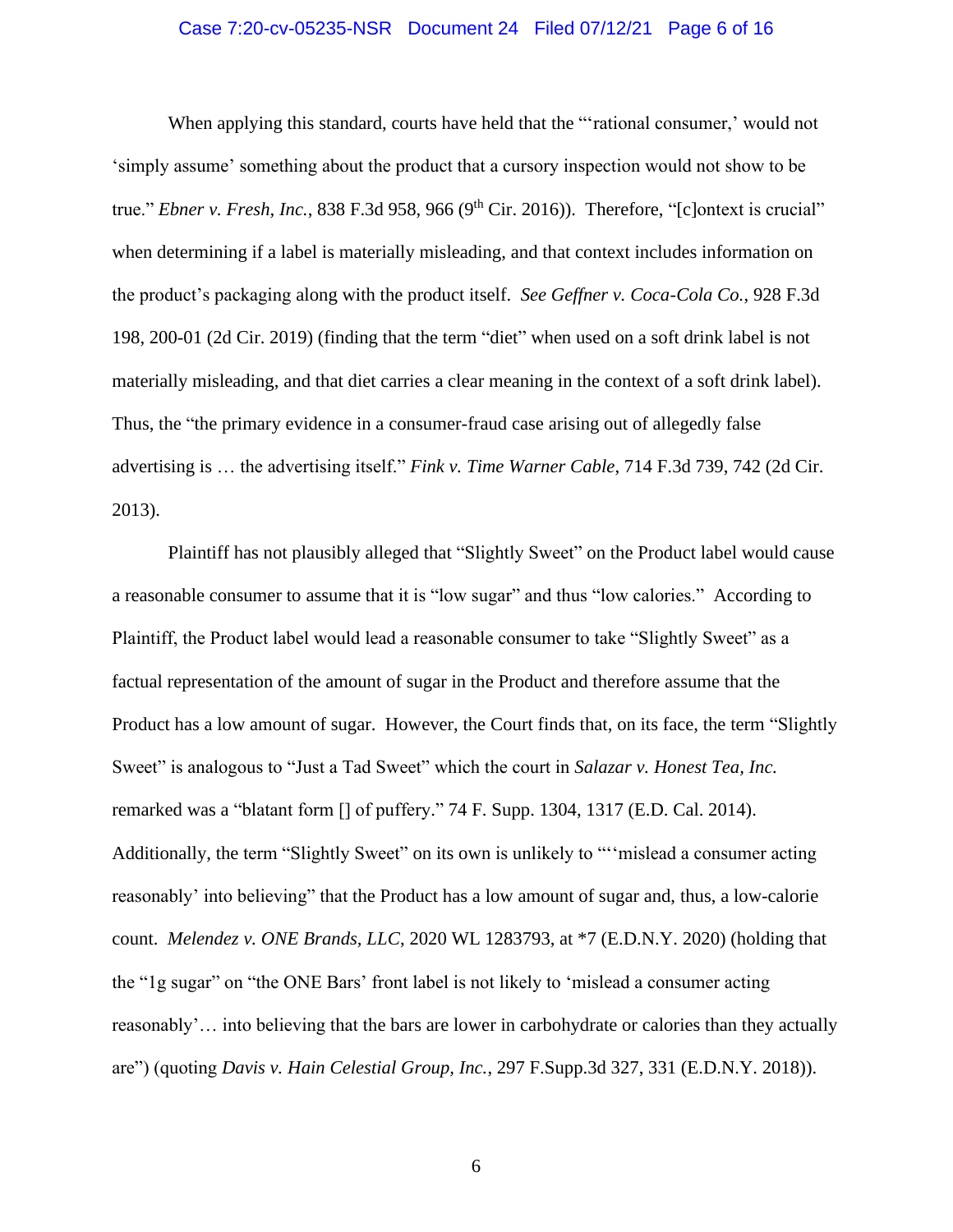When applying this standard, courts have held that the "'rational consumer,' would not 'simply assume' something about the product that a cursory inspection would not show to be true." *Ebner v. Fresh, Inc.*, 838 F.3d 958, 966 (9th Cir. 2016)). Therefore, "[c]ontext is crucial" when determining if a label is materially misleading, and that context includes information on the product's packaging along with the product itself. *See Geffner v. Coca-Cola Co.*, 928 F.3d 198, 200-01 (2d Cir. 2019) (finding that the term "diet" when used on a soft drink label is not materially misleading, and that diet carries a clear meaning in the context of a soft drink label). Thus, the "the primary evidence in a consumer-fraud case arising out of allegedly false advertising is … the advertising itself." *Fink v. Time Warner Cable*, 714 F.3d 739, 742 (2d Cir. 2013).

Plaintiff has not plausibly alleged that "Slightly Sweet" on the Product label would cause a reasonable consumer to assume that it is "low sugar" and thus "low calories." According to Plaintiff, the Product label would lead a reasonable consumer to take "Slightly Sweet" as a factual representation of the amount of sugar in the Product and therefore assume that the Product has a low amount of sugar. However, the Court finds that, on its face, the term "Slightly Sweet" is analogous to "Just a Tad Sweet" which the court in *Salazar v. Honest Tea, Inc.* remarked was a "blatant form [] of puffery." 74 F. Supp. 1304, 1317 (E.D. Cal. 2014). Additionally, the term "Slightly Sweet" on its own is unlikely to "''mislead a consumer acting reasonably' into believing" that the Product has a low amount of sugar and, thus, a low-calorie count. *Melendez v. ONE Brands, LLC*, 2020 WL 1283793, at *7 (E.D.N.Y. 2020) (holding that the "1g sugar" on "the ONE Bars' front label is not likely to 'mislead a consumer acting reasonably'… into believing that the bars are lower in carbohydrate or calories than they actually are") (quoting *Davis v. Hain Celestial Group, Inc.*, 297 F.Supp.3d 327, 331 (E.D.N.Y. 2018)).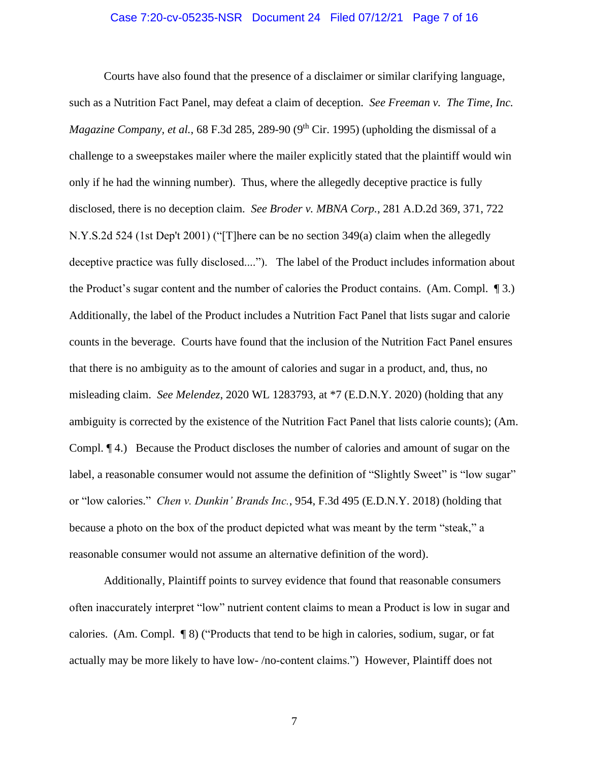Courts have also found that the presence of a disclaimer or similar clarifying language, such as a Nutrition Fact Panel, may defeat a claim of deception. *See Freeman v. The Time, Inc. Magazine Company, et al.*, 68 F.3d 285, 289-90 (9th Cir. 1995) (upholding the dismissal of a challenge to a sweepstakes mailer where the mailer explicitly stated that the plaintiff would win only if he had the winning number). Thus, where the allegedly deceptive practice is fully disclosed, there is no deception claim. *See Broder v. MBNA Corp.*, 281 A.D.2d 369, 371, 722 N.Y.S.2d 524 (1st Dep't 2001) ("[T]here can be no section 349(a) claim when the allegedly deceptive practice was fully disclosed...."). The label of the Product includes information about the Product's sugar content and the number of calories the Product contains. (Am. Compl. ¶ 3.) Additionally, the label of the Product includes a Nutrition Fact Panel that lists sugar and calorie counts in the beverage. Courts have found that the inclusion of the Nutrition Fact Panel ensures that there is no ambiguity as to the amount of calories and sugar in a product, and, thus, no misleading claim. *See Melendez*, 2020 WL 1283793, at *7 (E.D.N.Y. 2020) (holding that any ambiguity is corrected by the existence of the Nutrition Fact Panel that lists calorie counts); (Am. Compl. ¶ 4.) Because the Product discloses the number of calories and amount of sugar on the label, a reasonable consumer would not assume the definition of "Slightly Sweet" is "low sugar" or "low calories." *Chen v. Dunkin' Brands Inc.*, 954, F.3d 495 (E.D.N.Y. 2018) (holding that because a photo on the box of the product depicted what was meant by the term "steak," a reasonable consumer would not assume an alternative definition of the word).

Additionally, Plaintiff points to survey evidence that found that reasonable consumers often inaccurately interpret "low" nutrient content claims to mean a Product is low in sugar and calories. (Am. Compl. ¶ 8) ("Products that tend to be high in calories, sodium, sugar, or fat actually may be more likely to have low- /no-content claims.") However, Plaintiff does not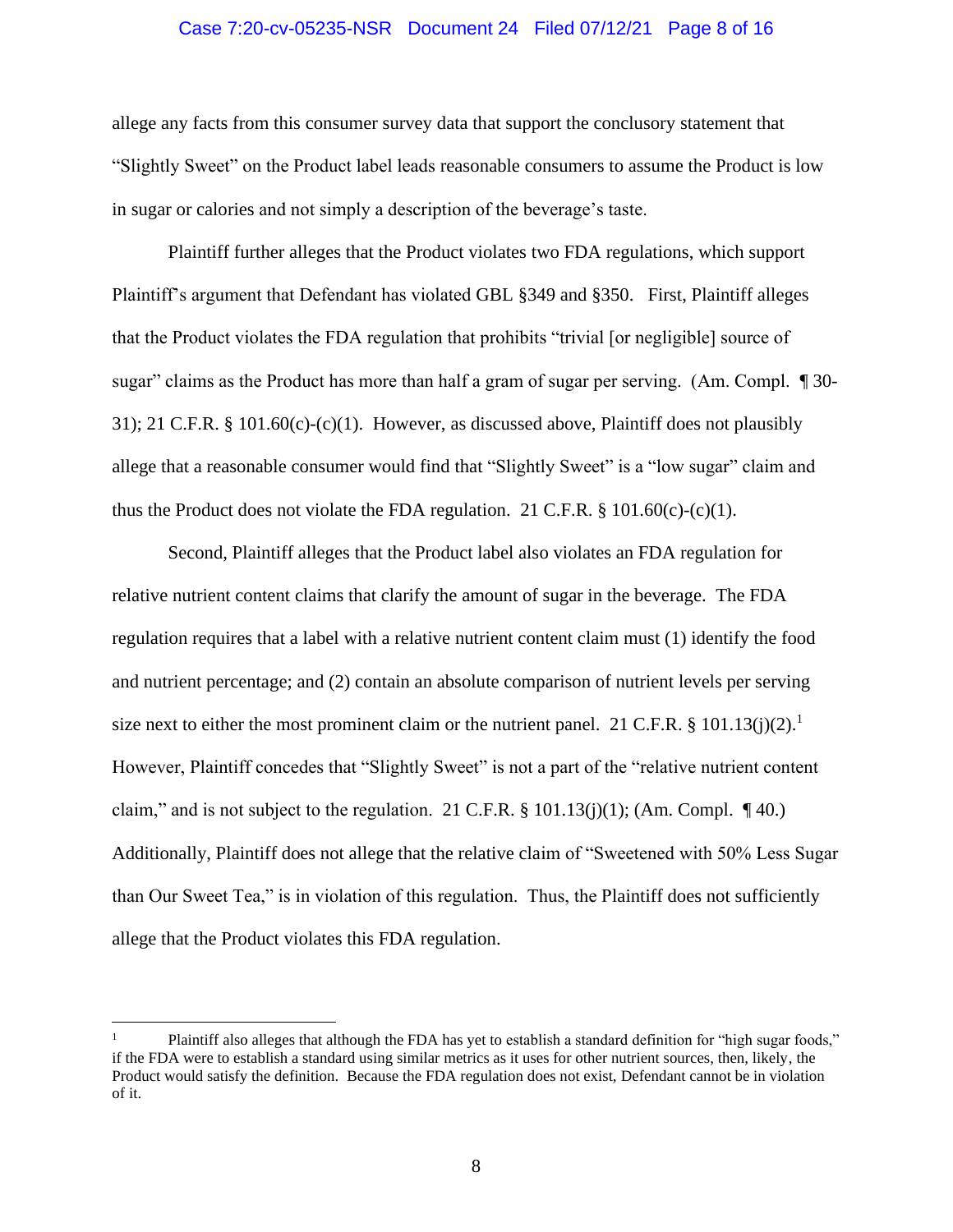allege any facts from this consumer survey data that support the conclusory statement that "Slightly Sweet" on the Product label leads reasonable consumers to assume the Product is low in sugar or calories and not simply a description of the beverage's taste.

Plaintiff further alleges that the Product violates two FDA regulations, which support Plaintiff's argument that Defendant has violated GBL §349 and §350. First, Plaintiff alleges that the Product violates the FDA regulation that prohibits "trivial [or negligible] source of sugar" claims as the Product has more than half a gram of sugar per serving. (Am. Compl. ¶ 30-31); 21 C.F.R. § 101.60(c)-(c)(1). However, as discussed above, Plaintiff does not plausibly allege that a reasonable consumer would find that "Slightly Sweet" is a "low sugar" claim and thus the Product does not violate the FDA regulation. 21 C.F.R. § 101.60(c)-(c)(1).

Second, Plaintiff alleges that the Product label also violates an FDA regulation for relative nutrient content claims that clarify the amount of sugar in the beverage. The FDA regulation requires that a label with a relative nutrient content claim must (1) identify the food and nutrient percentage; and (2) contain an absolute comparison of nutrient levels per serving size next to either the most prominent claim or the nutrient panel. 21 C.F.R. § 101.13(j)(2).[1] However, Plaintiff concedes that "Slightly Sweet" is not a part of the "relative nutrient content claim," and is not subject to the regulation. 21 C.F.R. § 101.13(j)(1); (Am. Compl. ¶ 40.) Additionally, Plaintiff does not allege that the relative claim of "Sweetened with 50% Less Sugar than Our Sweet Tea," is in violation of this regulation. Thus, the Plaintiff does not sufficiently allege that the Product violates this FDA regulation.

---

[1] Plaintiff also alleges that although the FDA has yet to establish a standard definition for "high sugar foods," if the FDA were to establish a standard using similar metrics as it uses for other nutrient sources, then, likely, the Product would satisfy the definition. Because the FDA regulation does not exist, Defendant cannot be in violation of it.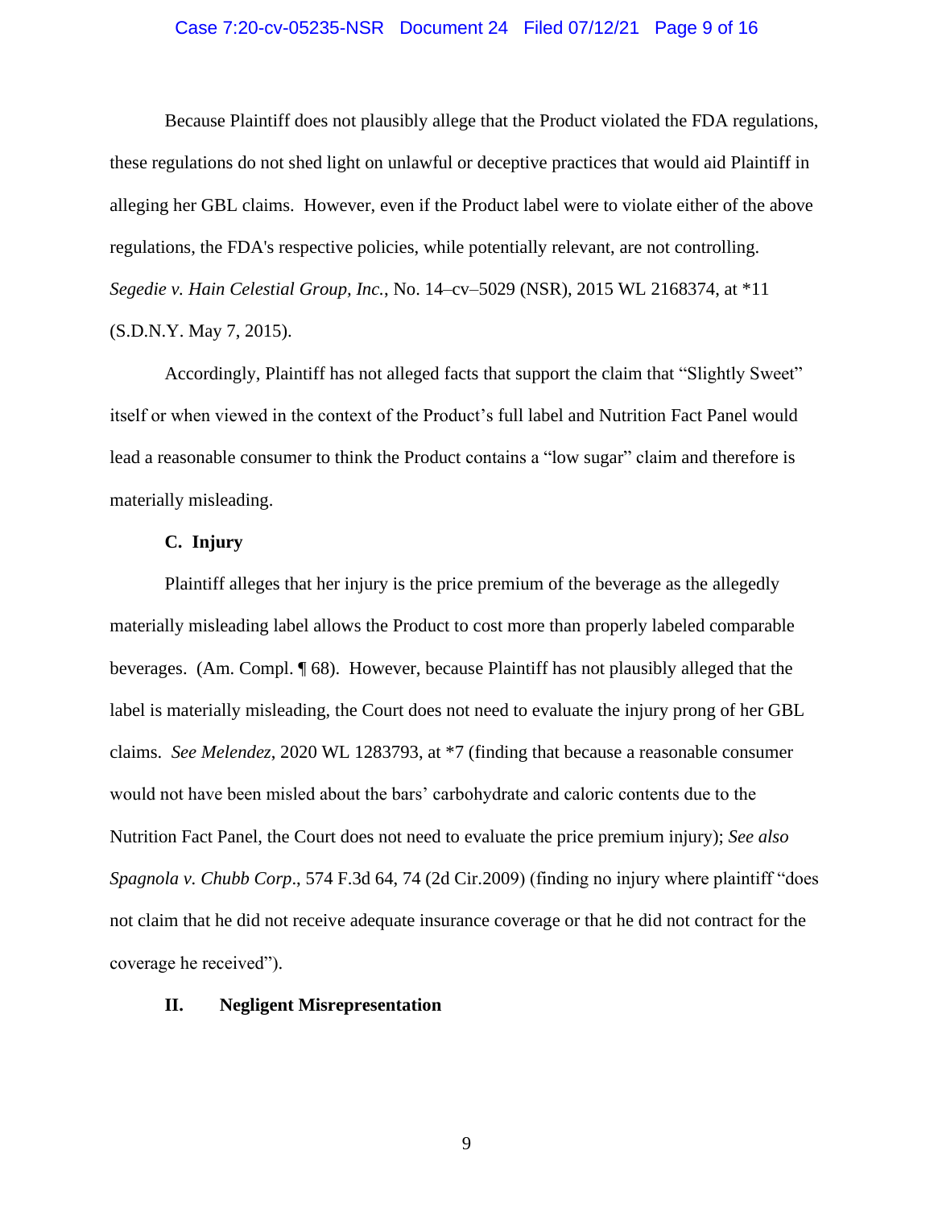Because Plaintiff does not plausibly allege that the Product violated the FDA regulations, these regulations do not shed light on unlawful or deceptive practices that would aid Plaintiff in alleging her GBL claims. However, even if the Product label were to violate either of the above regulations, the FDA's respective policies, while potentially relevant, are not controlling. *Segedie v. Hain Celestial Group, Inc.*, No. 14–cv–5029 (NSR), 2015 WL 2168374, at *11 (S.D.N.Y. May 7, 2015).

Accordingly, Plaintiff has not alleged facts that support the claim that "Slightly Sweet" itself or when viewed in the context of the Product's full label and Nutrition Fact Panel would lead a reasonable consumer to think the Product contains a "low sugar" claim and therefore is materially misleading.

### C. Injury

Plaintiff alleges that her injury is the price premium of the beverage as the allegedly materially misleading label allows the Product to cost more than properly labeled comparable beverages. (Am. Compl. ¶ 68). However, because Plaintiff has not plausibly alleged that the label is materially misleading, the Court does not need to evaluate the injury prong of her GBL claims. *See Melendez*, 2020 WL 1283793, at *7 (finding that because a reasonable consumer would not have been misled about the bars' carbohydrate and caloric contents due to the Nutrition Fact Panel, the Court does not need to evaluate the price premium injury); *See also Spagnola v. Chubb Corp*., 574 F.3d 64, 74 (2d Cir.2009) (finding no injury where plaintiff "does not claim that he did not receive adequate insurance coverage or that he did not contract for the coverage he received").

## II. Negligent Misrepresentation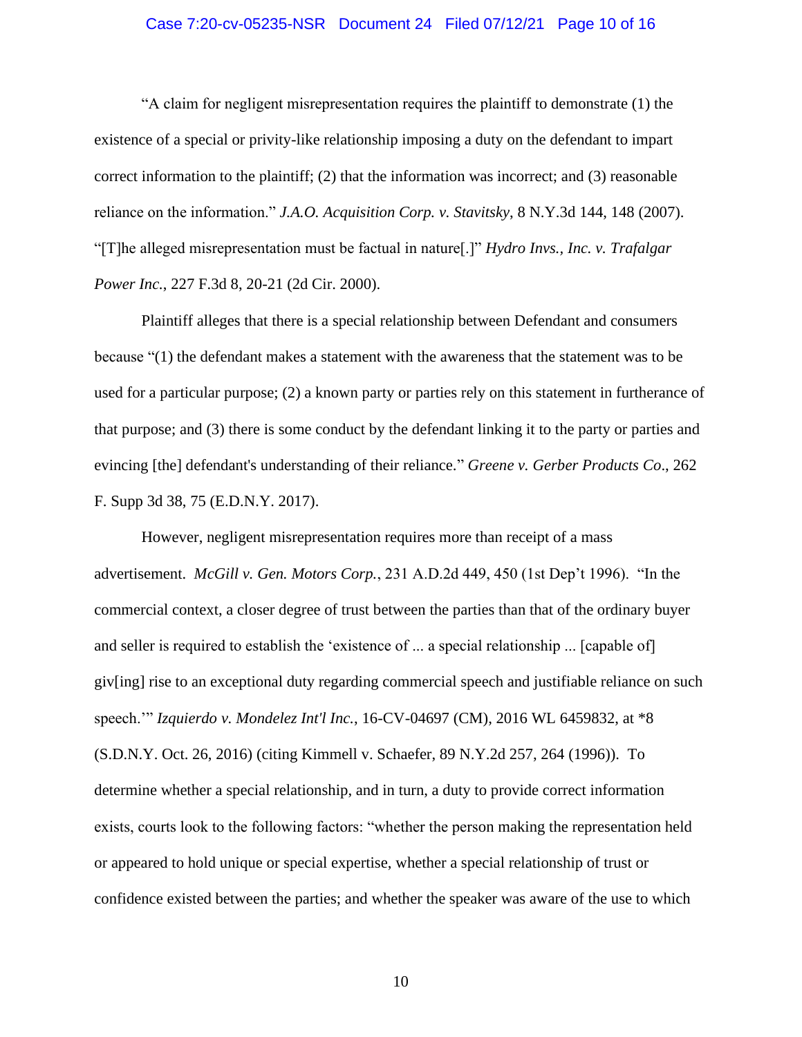"A claim for negligent misrepresentation requires the plaintiff to demonstrate (1) the existence of a special or privity-like relationship imposing a duty on the defendant to impart correct information to the plaintiff; (2) that the information was incorrect; and (3) reasonable reliance on the information." *J.A.O. Acquisition Corp. v. Stavitsky*, 8 N.Y.3d 144, 148 (2007). "[T]he alleged misrepresentation must be factual in nature[.]" *Hydro Invs., Inc. v. Trafalgar Power Inc.*, 227 F.3d 8, 20-21 (2d Cir. 2000).

Plaintiff alleges that there is a special relationship between Defendant and consumers because "(1) the defendant makes a statement with the awareness that the statement was to be used for a particular purpose; (2) a known party or parties rely on this statement in furtherance of that purpose; and (3) there is some conduct by the defendant linking it to the party or parties and evincing [the] defendant's understanding of their reliance." *Greene v. Gerber Products Co*., 262 F. Supp 3d 38, 75 (E.D.N.Y. 2017).

However, negligent misrepresentation requires more than receipt of a mass advertisement. *McGill v. Gen. Motors Corp.*, 231 A.D.2d 449, 450 (1st Dep't 1996). "In the commercial context, a closer degree of trust between the parties than that of the ordinary buyer and seller is required to establish the 'existence of ... a special relationship ... [capable of] giv[ing] rise to an exceptional duty regarding commercial speech and justifiable reliance on such speech.'" *Izquierdo v. Mondelez Int'l Inc.*, 16-CV-04697 (CM), 2016 WL 6459832, at *8 (S.D.N.Y. Oct. 26, 2016) (citing Kimmell v. Schaefer, 89 N.Y.2d 257, 264 (1996)). To determine whether a special relationship, and in turn, a duty to provide correct information exists, courts look to the following factors: "whether the person making the representation held or appeared to hold unique or special expertise, whether a special relationship of trust or confidence existed between the parties; and whether the speaker was aware of the use to which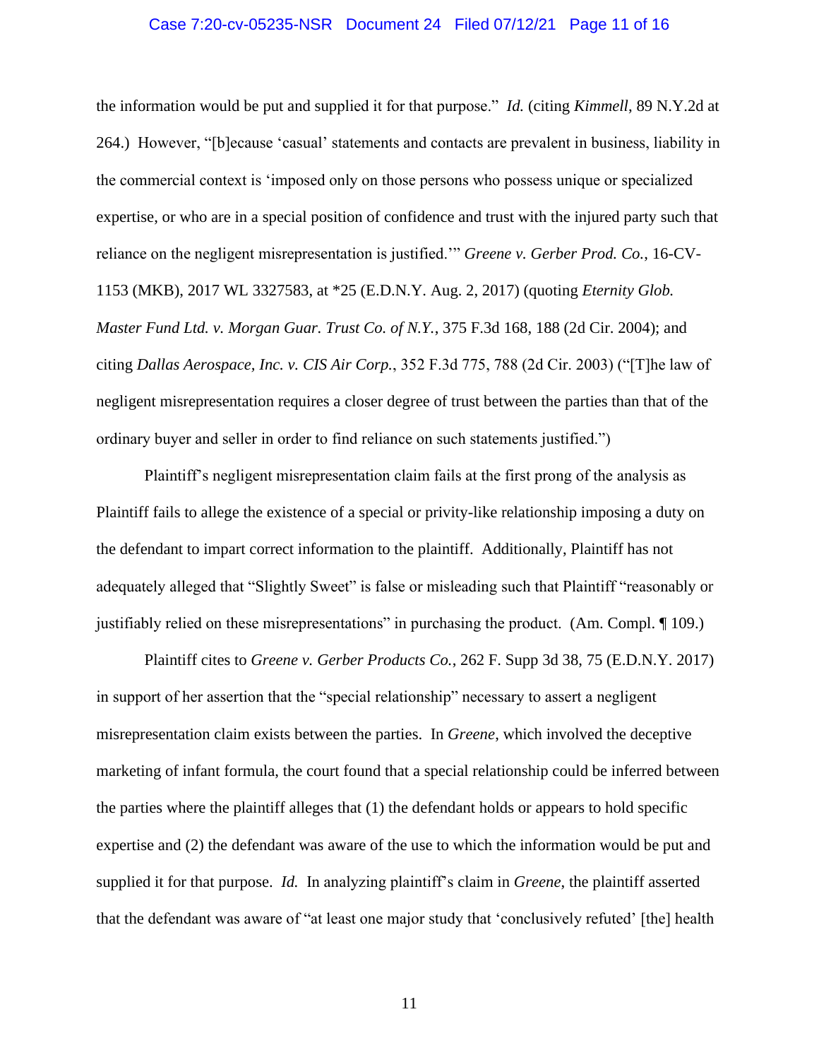the information would be put and supplied it for that purpose." *Id.* (citing *Kimmell*, 89 N.Y.2d at 264.) However, "[b]ecause 'casual' statements and contacts are prevalent in business, liability in the commercial context is 'imposed only on those persons who possess unique or specialized expertise, or who are in a special position of confidence and trust with the injured party such that reliance on the negligent misrepresentation is justified.'" *Greene v. Gerber Prod. Co.*, 16-CV-1153 (MKB), 2017 WL 3327583, at *25 (E.D.N.Y. Aug. 2, 2017) (quoting *Eternity Glob. Master Fund Ltd. v. Morgan Guar. Trust Co. of N.Y.*, 375 F.3d 168, 188 (2d Cir. 2004); and citing *Dallas Aerospace, Inc. v. CIS Air Corp.*, 352 F.3d 775, 788 (2d Cir. 2003) ("[T]he law of negligent misrepresentation requires a closer degree of trust between the parties than that of the ordinary buyer and seller in order to find reliance on such statements justified.")

Plaintiff's negligent misrepresentation claim fails at the first prong of the analysis as Plaintiff fails to allege the existence of a special or privity-like relationship imposing a duty on the defendant to impart correct information to the plaintiff. Additionally, Plaintiff has not adequately alleged that "Slightly Sweet" is false or misleading such that Plaintiff "reasonably or justifiably relied on these misrepresentations" in purchasing the product. (Am. Compl. ¶ 109.)

Plaintiff cites to *Greene v. Gerber Products Co.*, 262 F. Supp 3d 38, 75 (E.D.N.Y. 2017) in support of her assertion that the "special relationship" necessary to assert a negligent misrepresentation claim exists between the parties. In *Greene*, which involved the deceptive marketing of infant formula, the court found that a special relationship could be inferred between the parties where the plaintiff alleges that (1) the defendant holds or appears to hold specific expertise and (2) the defendant was aware of the use to which the information would be put and supplied it for that purpose. *Id.* In analyzing plaintiff's claim in *Greene*, the plaintiff asserted that the defendant was aware of "at least one major study that 'conclusively refuted' [the] health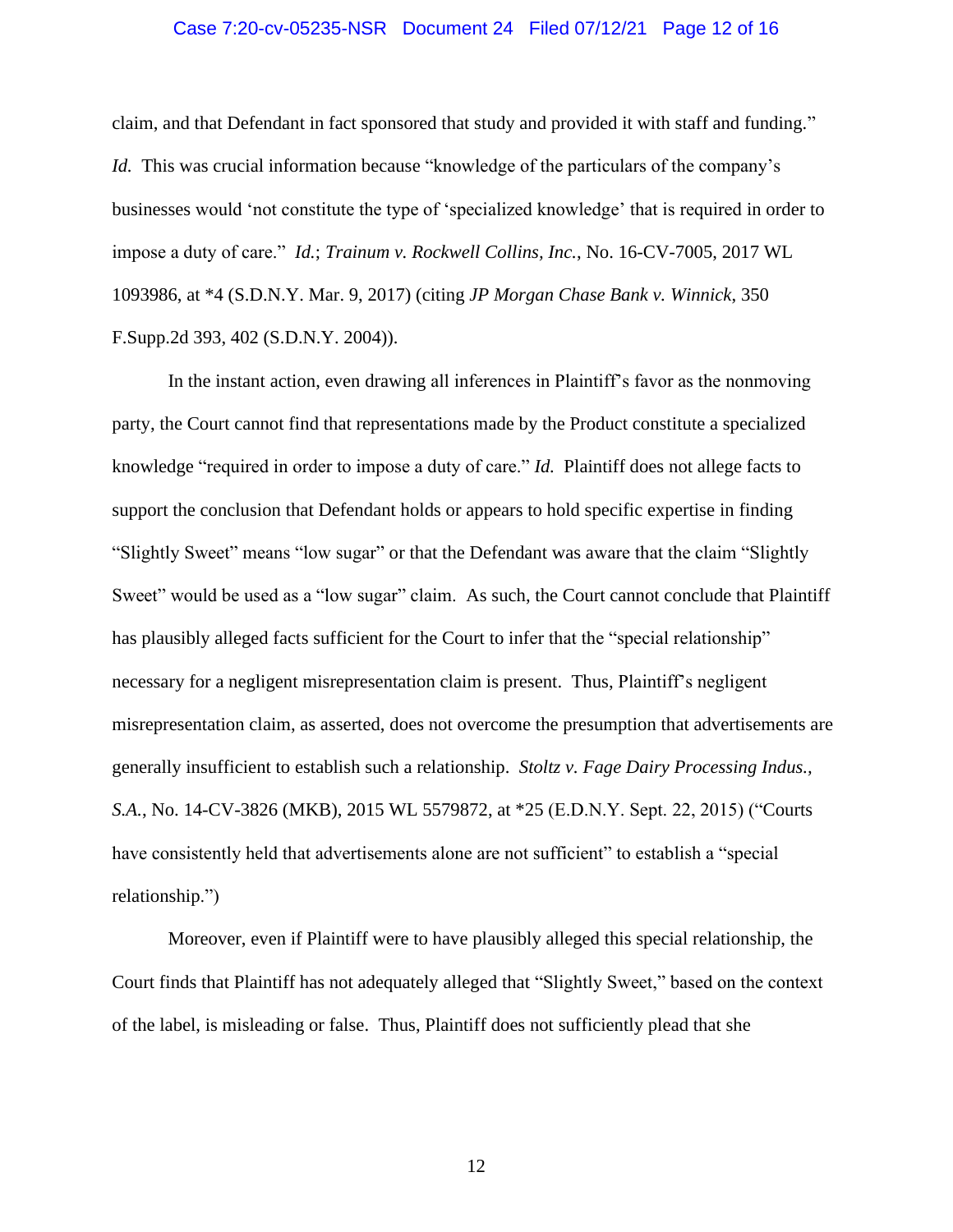claim, and that Defendant in fact sponsored that study and provided it with staff and funding." *Id.* This was crucial information because "knowledge of the particulars of the company's businesses would 'not constitute the type of 'specialized knowledge' that is required in order to impose a duty of care." *Id.*; *Trainum v. Rockwell Collins, Inc.*, No. 16-CV-7005, 2017 WL 1093986, at *4 (S.D.N.Y. Mar. 9, 2017) (citing *JP Morgan Chase Bank v. Winnick*, 350 F.Supp.2d 393, 402 (S.D.N.Y. 2004)).

In the instant action, even drawing all inferences in Plaintiff's favor as the nonmoving party, the Court cannot find that representations made by the Product constitute a specialized knowledge "required in order to impose a duty of care." *Id.* Plaintiff does not allege facts to support the conclusion that Defendant holds or appears to hold specific expertise in finding "Slightly Sweet" means "low sugar" or that the Defendant was aware that the claim "Slightly Sweet" would be used as a "low sugar" claim. As such, the Court cannot conclude that Plaintiff has plausibly alleged facts sufficient for the Court to infer that the "special relationship" necessary for a negligent misrepresentation claim is present. Thus, Plaintiff's negligent misrepresentation claim, as asserted, does not overcome the presumption that advertisements are generally insufficient to establish such a relationship. *Stoltz v. Fage Dairy Processing Indus., S.A.*, No. 14-CV-3826 (MKB), 2015 WL 5579872, at *25 (E.D.N.Y. Sept. 22, 2015) ("Courts have consistently held that advertisements alone are not sufficient" to establish a "special relationship.")

Moreover, even if Plaintiff were to have plausibly alleged this special relationship, the Court finds that Plaintiff has not adequately alleged that "Slightly Sweet," based on the context of the label, is misleading or false. Thus, Plaintiff does not sufficiently plead that she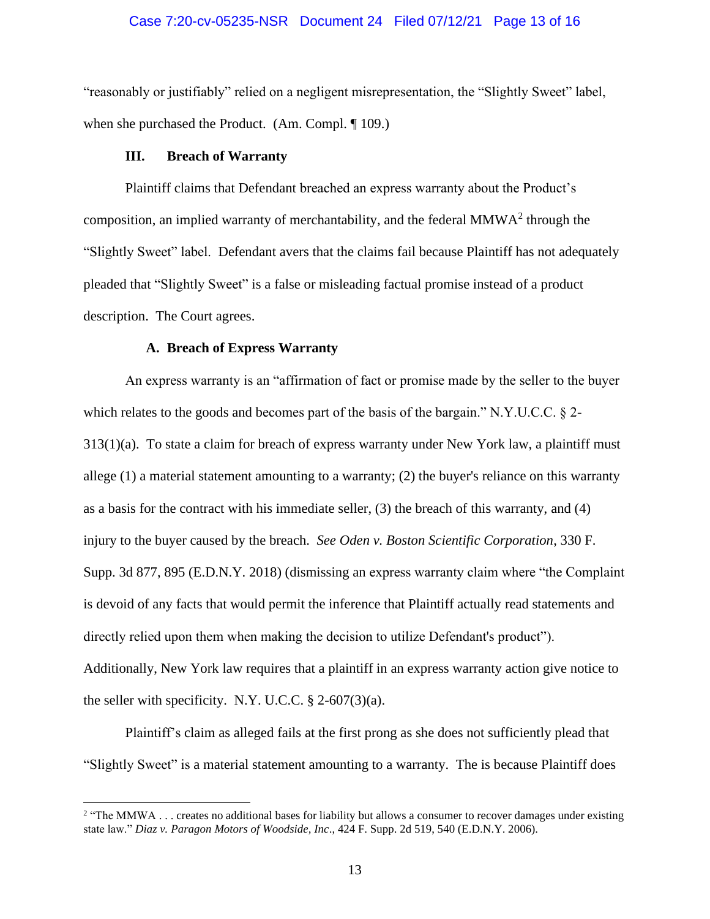"reasonably or justifiably" relied on a negligent misrepresentation, the "Slightly Sweet" label, when she purchased the Product. (Am. Compl. ¶ 109.)

### III. Breach of Warranty

Plaintiff claims that Defendant breached an express warranty about the Product's composition, an implied warranty of merchantability, and the federal MMWA[2] through the "Slightly Sweet" label. Defendant avers that the claims fail because Plaintiff has not adequately pleaded that "Slightly Sweet" is a false or misleading factual promise instead of a product description. The Court agrees.

#### A. Breach of Express Warranty

An express warranty is an "affirmation of fact or promise made by the seller to the buyer which relates to the goods and becomes part of the basis of the bargain." N.Y.U.C.C. § 2-313(1)(a). To state a claim for breach of express warranty under New York law, a plaintiff must allege (1) a material statement amounting to a warranty; (2) the buyer's reliance on this warranty as a basis for the contract with his immediate seller, (3) the breach of this warranty, and (4) injury to the buyer caused by the breach. *See Oden v. Boston Scientific Corporation*, 330 F. Supp. 3d 877, 895 (E.D.N.Y. 2018) (dismissing an express warranty claim where "the Complaint is devoid of any facts that would permit the inference that Plaintiff actually read statements and directly relied upon them when making the decision to utilize Defendant's product"). Additionally, New York law requires that a plaintiff in an express warranty action give notice to the seller with specificity. N.Y. U.C.C. § 2-607(3)(a).

Plaintiff's claim as alleged fails at the first prong as she does not sufficiently plead that "Slightly Sweet" is a material statement amounting to a warranty. The is because Plaintiff does

---

[2] "The MMWA . . . creates no additional bases for liability but allows a consumer to recover damages under existing state law." *Diaz v. Paragon Motors of Woodside, Inc*., 424 F. Supp. 2d 519, 540 (E.D.N.Y. 2006).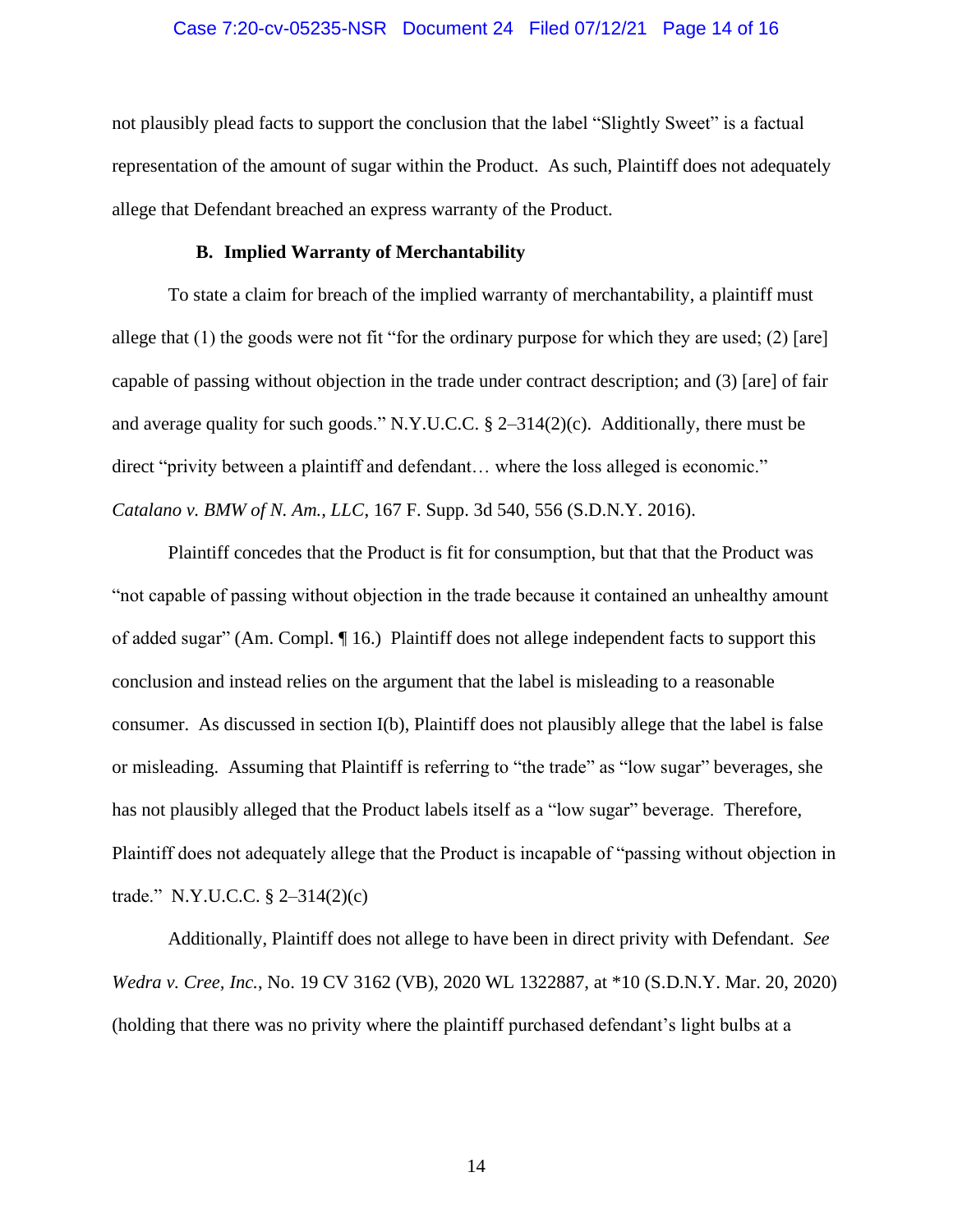not plausibly plead facts to support the conclusion that the label "Slightly Sweet" is a factual representation of the amount of sugar within the Product. As such, Plaintiff does not adequately allege that Defendant breached an express warranty of the Product.

### B. Implied Warranty of Merchantability

To state a claim for breach of the implied warranty of merchantability, a plaintiff must allege that (1) the goods were not fit "for the ordinary purpose for which they are used; (2) [are] capable of passing without objection in the trade under contract description; and (3) [are] of fair and average quality for such goods." N.Y.U.C.C. § 2–314(2)(c). Additionally, there must be direct "privity between a plaintiff and defendant… where the loss alleged is economic." *Catalano v. BMW of N. Am., LLC*, 167 F. Supp. 3d 540, 556 (S.D.N.Y. 2016).

Plaintiff concedes that the Product is fit for consumption, but that that the Product was "not capable of passing without objection in the trade because it contained an unhealthy amount of added sugar" (Am. Compl. ¶ 16.) Plaintiff does not allege independent facts to support this conclusion and instead relies on the argument that the label is misleading to a reasonable consumer. As discussed in section I(b), Plaintiff does not plausibly allege that the label is false or misleading. Assuming that Plaintiff is referring to "the trade" as "low sugar" beverages, she has not plausibly alleged that the Product labels itself as a "low sugar" beverage. Therefore, Plaintiff does not adequately allege that the Product is incapable of "passing without objection in trade." N.Y.U.C.C. § 2–314(2)(c)

Additionally, Plaintiff does not allege to have been in direct privity with Defendant. *See Wedra v. Cree, Inc.*, No. 19 CV 3162 (VB), 2020 WL 1322887, at *10 (S.D.N.Y. Mar. 20, 2020) (holding that there was no privity where the plaintiff purchased defendant's light bulbs at a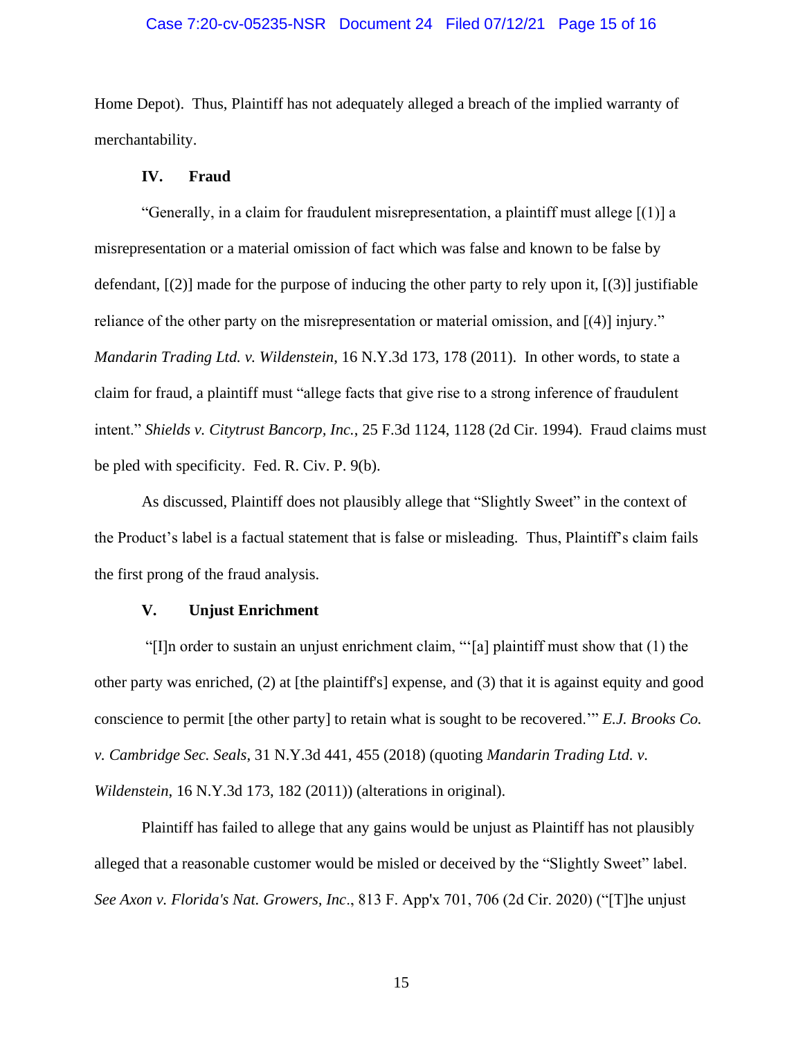Home Depot). Thus, Plaintiff has not adequately alleged a breach of the implied warranty of merchantability.

### IV. Fraud

"Generally, in a claim for fraudulent misrepresentation, a plaintiff must allege [(1)] a misrepresentation or a material omission of fact which was false and known to be false by defendant, [(2)] made for the purpose of inducing the other party to rely upon it, [(3)] justifiable reliance of the other party on the misrepresentation or material omission, and [(4)] injury." *Mandarin Trading Ltd. v. Wildenstein*, 16 N.Y.3d 173, 178 (2011). In other words, to state a claim for fraud, a plaintiff must "allege facts that give rise to a strong inference of fraudulent intent." *Shields v. Citytrust Bancorp, Inc.*, 25 F.3d 1124, 1128 (2d Cir. 1994). Fraud claims must be pled with specificity. Fed. R. Civ. P. 9(b).

As discussed, Plaintiff does not plausibly allege that "Slightly Sweet" in the context of the Product's label is a factual statement that is false or misleading. Thus, Plaintiff's claim fails the first prong of the fraud analysis.

### V. Unjust Enrichment

"[I]n order to sustain an unjust enrichment claim, "'[a] plaintiff must show that (1) the other party was enriched, (2) at [the plaintiff's] expense, and (3) that it is against equity and good conscience to permit [the other party] to retain what is sought to be recovered.'" *E.J. Brooks Co. v. Cambridge Sec. Seals*, 31 N.Y.3d 441, 455 (2018) (quoting *Mandarin Trading Ltd. v. Wildenstein*, 16 N.Y.3d 173, 182 (2011)) (alterations in original).

Plaintiff has failed to allege that any gains would be unjust as Plaintiff has not plausibly alleged that a reasonable customer would be misled or deceived by the "Slightly Sweet" label. *See Axon v. Florida's Nat. Growers, Inc*., 813 F. App'x 701, 706 (2d Cir. 2020) ("[T]he unjust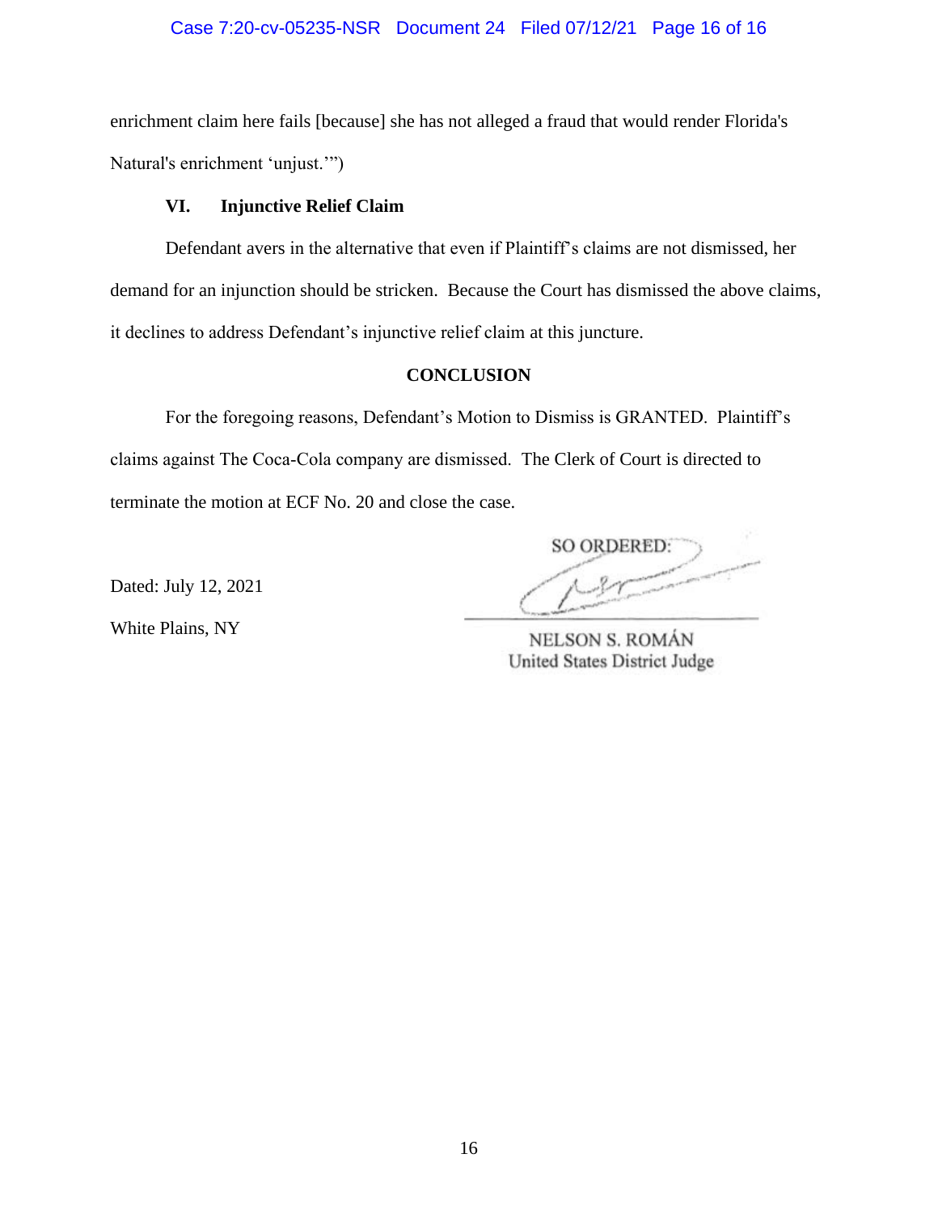enrichment claim here fails [because] she has not alleged a fraud that would render Florida's Natural's enrichment 'unjust.'")

### VI. Injunctive Relief Claim

Defendant avers in the alternative that even if Plaintiff's claims are not dismissed, her demand for an injunction should be stricken. Because the Court has dismissed the above claims, it declines to address Defendant's injunctive relief claim at this juncture.

## CONCLUSION

For the foregoing reasons, Defendant's Motion to Dismiss is GRANTED. Plaintiff's claims against The Coca-Cola company are dismissed. The Clerk of Court is directed to terminate the motion at ECF No. 20 and close the case.

Dated: July 12, 2021

White Plains, NY

SO ORDERED:

NELSON S. ROMÁN
United States District Judge